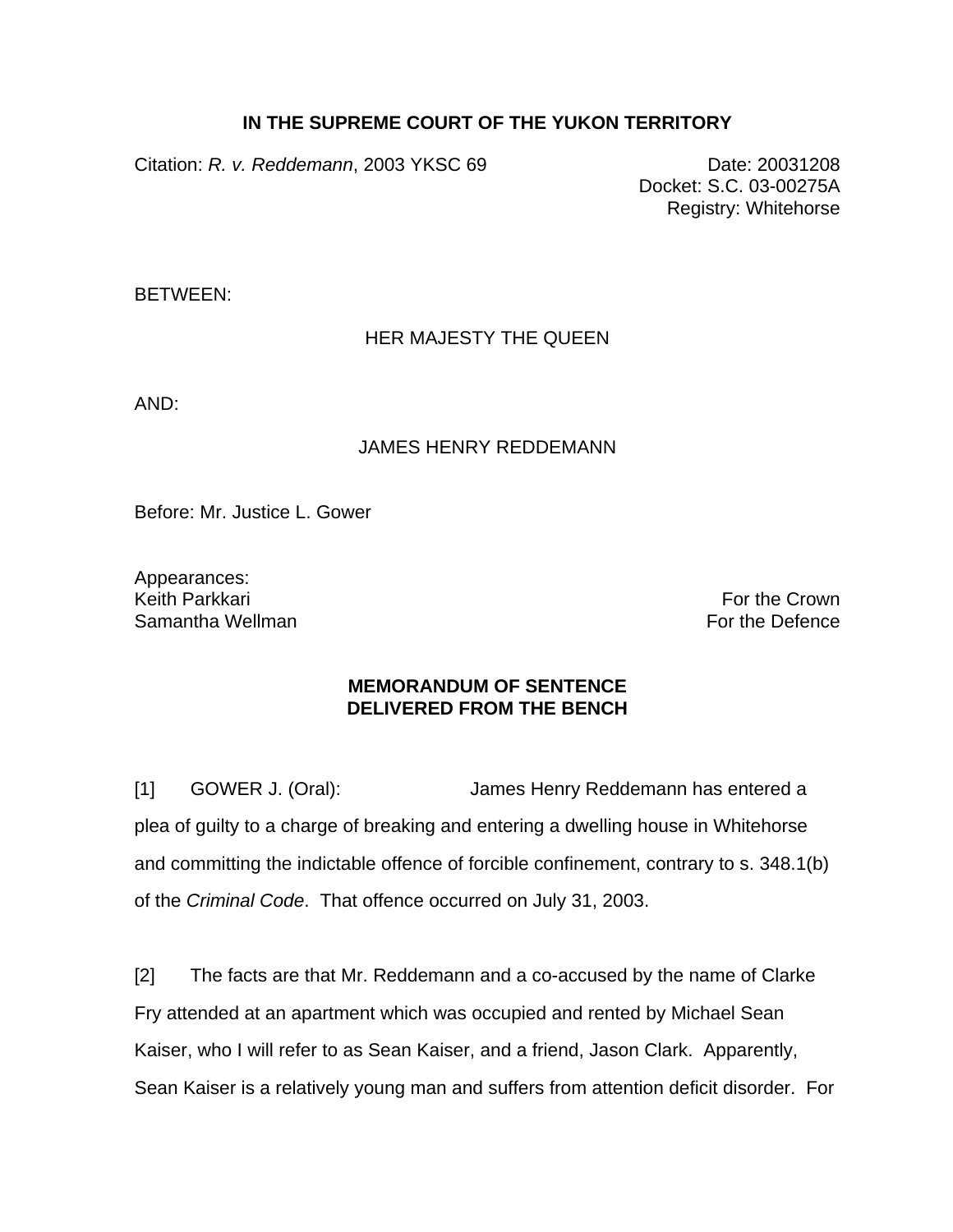**IN THE SUPREME COURT OF THE YUKON TERRITORY**

Citation: *R. v. Reddemann*, 2003 YKSC 69

Date: 20031208
Docket: S.C. 03-00275A
Registry: Whitehorse

BETWEEN:

HER MAJESTY THE QUEEN

AND:

JAMES HENRY REDDEMANN

Before: Mr. Justice L. Gower

Appearances:
Keith Parkkari — For the Crown
Samantha Wellman — For the Defence

**MEMORANDUM OF SENTENCE**
**DELIVERED FROM THE BENCH**

[1] GOWER J. (Oral): James Henry Reddemann has entered a plea of guilty to a charge of breaking and entering a dwelling house in Whitehorse and committing the indictable offence of forcible confinement, contrary to s. 348.1(b) of the *Criminal Code*. That offence occurred on July 31, 2003.

[2] The facts are that Mr. Reddemann and a co-accused by the name of Clarke Fry attended at an apartment which was occupied and rented by Michael Sean Kaiser, who I will refer to as Sean Kaiser, and a friend, Jason Clark. Apparently, Sean Kaiser is a relatively young man and suffers from attention deficit disorder. For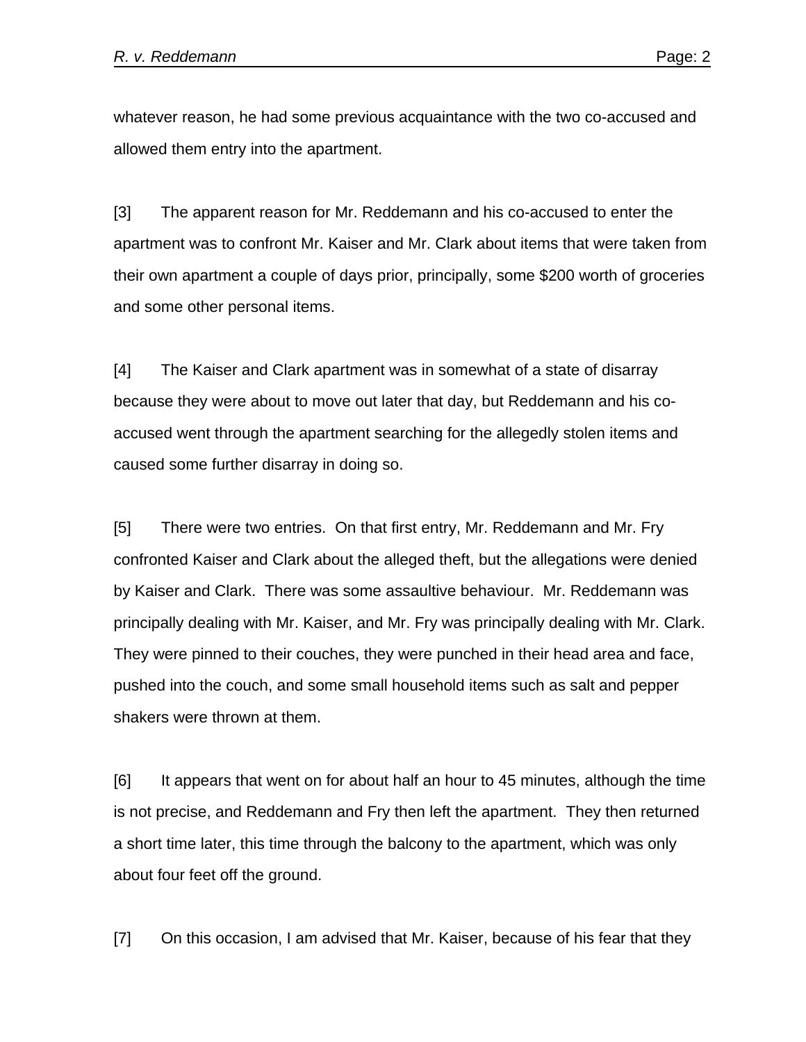whatever reason, he had some previous acquaintance with the two co-accused and allowed them entry into the apartment.

[3] The apparent reason for Mr. Reddemann and his co-accused to enter the apartment was to confront Mr. Kaiser and Mr. Clark about items that were taken from their own apartment a couple of days prior, principally, some $200 worth of groceries and some other personal items.

[4] The Kaiser and Clark apartment was in somewhat of a state of disarray because they were about to move out later that day, but Reddemann and his co-accused went through the apartment searching for the allegedly stolen items and caused some further disarray in doing so.

[5] There were two entries. On that first entry, Mr. Reddemann and Mr. Fry confronted Kaiser and Clark about the alleged theft, but the allegations were denied by Kaiser and Clark. There was some assaultive behaviour. Mr. Reddemann was principally dealing with Mr. Kaiser, and Mr. Fry was principally dealing with Mr. Clark. They were pinned to their couches, they were punched in their head area and face, pushed into the couch, and some small household items such as salt and pepper shakers were thrown at them.

[6] It appears that went on for about half an hour to 45 minutes, although the time is not precise, and Reddemann and Fry then left the apartment. They then returned a short time later, this time through the balcony to the apartment, which was only about four feet off the ground.

[7] On this occasion, I am advised that Mr. Kaiser, because of his fear that they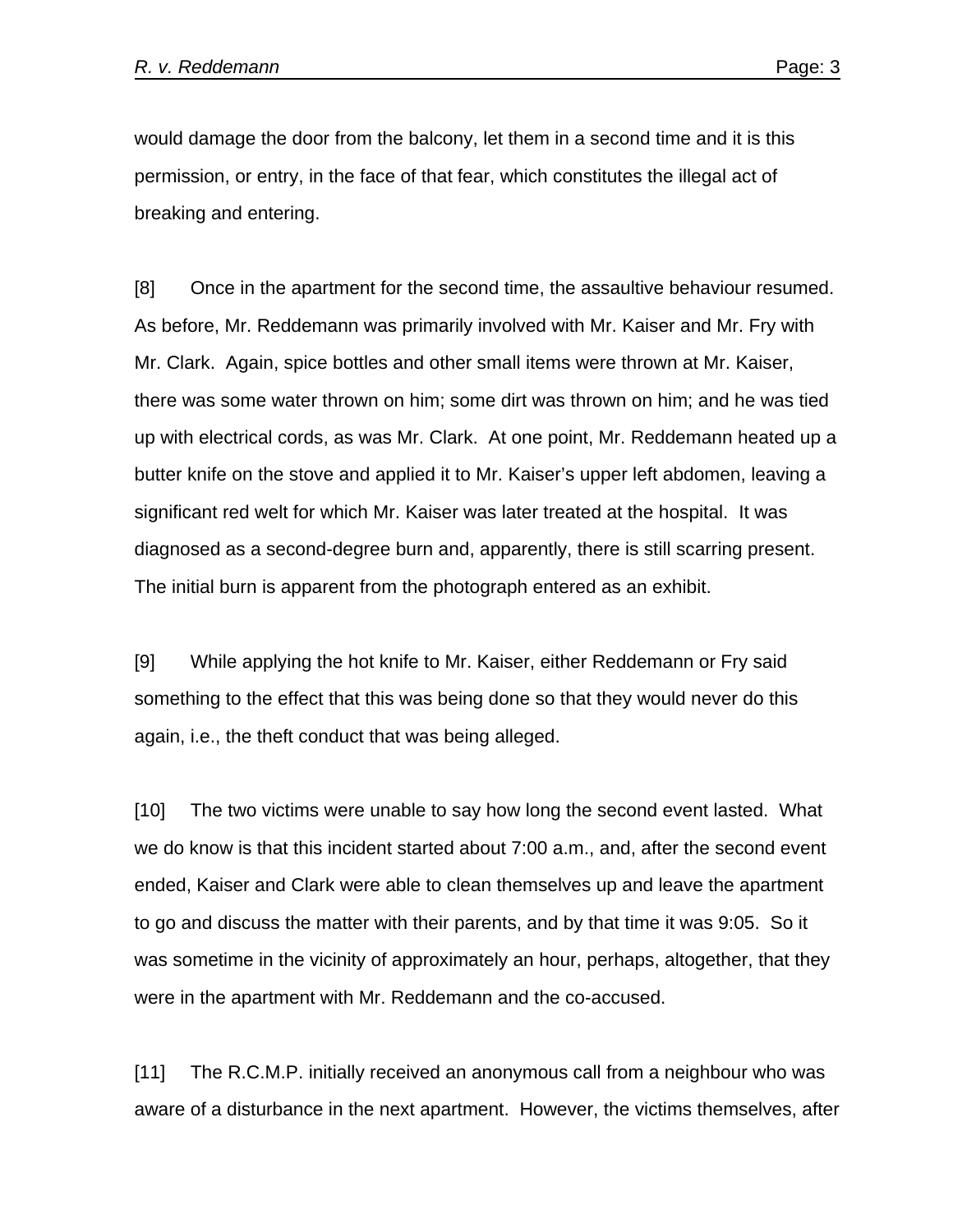would damage the door from the balcony, let them in a second time and it is this permission, or entry, in the face of that fear, which constitutes the illegal act of breaking and entering.

[8] Once in the apartment for the second time, the assaultive behaviour resumed. As before, Mr. Reddemann was primarily involved with Mr. Kaiser and Mr. Fry with Mr. Clark. Again, spice bottles and other small items were thrown at Mr. Kaiser, there was some water thrown on him; some dirt was thrown on him; and he was tied up with electrical cords, as was Mr. Clark. At one point, Mr. Reddemann heated up a butter knife on the stove and applied it to Mr. Kaiser's upper left abdomen, leaving a significant red welt for which Mr. Kaiser was later treated at the hospital. It was diagnosed as a second-degree burn and, apparently, there is still scarring present. The initial burn is apparent from the photograph entered as an exhibit.

[9] While applying the hot knife to Mr. Kaiser, either Reddemann or Fry said something to the effect that this was being done so that they would never do this again, i.e., the theft conduct that was being alleged.

[10] The two victims were unable to say how long the second event lasted. What we do know is that this incident started about 7:00 a.m., and, after the second event ended, Kaiser and Clark were able to clean themselves up and leave the apartment to go and discuss the matter with their parents, and by that time it was 9:05. So it was sometime in the vicinity of approximately an hour, perhaps, altogether, that they were in the apartment with Mr. Reddemann and the co-accused.

[11] The R.C.M.P. initially received an anonymous call from a neighbour who was aware of a disturbance in the next apartment. However, the victims themselves, after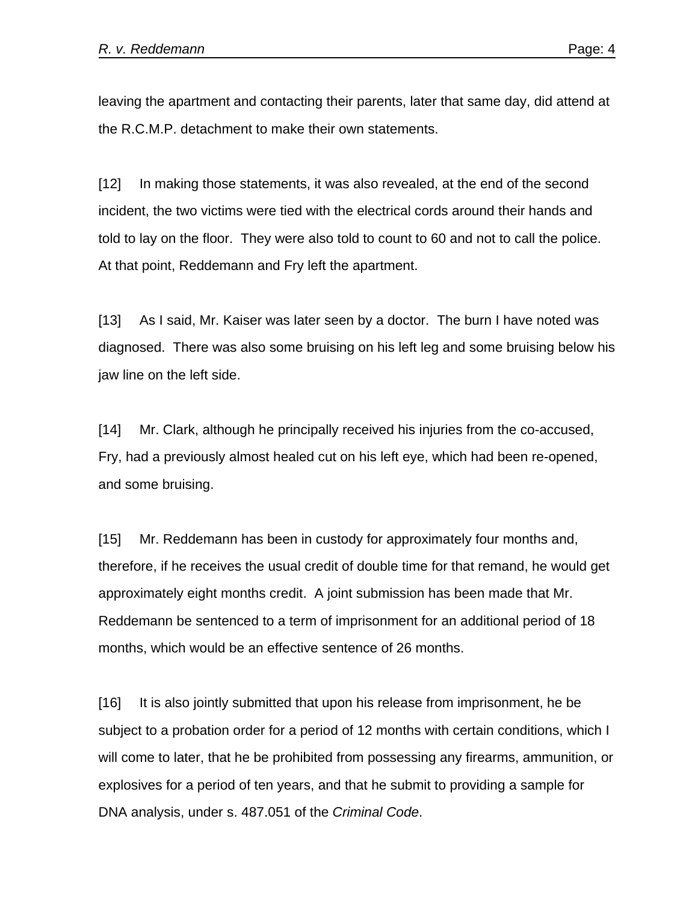leaving the apartment and contacting their parents, later that same day, did attend at the R.C.M.P. detachment to make their own statements.

[12] In making those statements, it was also revealed, at the end of the second incident, the two victims were tied with the electrical cords around their hands and told to lay on the floor. They were also told to count to 60 and not to call the police. At that point, Reddemann and Fry left the apartment.

[13] As I said, Mr. Kaiser was later seen by a doctor. The burn I have noted was diagnosed. There was also some bruising on his left leg and some bruising below his jaw line on the left side.

[14] Mr. Clark, although he principally received his injuries from the co-accused, Fry, had a previously almost healed cut on his left eye, which had been re-opened, and some bruising.

[15] Mr. Reddemann has been in custody for approximately four months and, therefore, if he receives the usual credit of double time for that remand, he would get approximately eight months credit. A joint submission has been made that Mr. Reddemann be sentenced to a term of imprisonment for an additional period of 18 months, which would be an effective sentence of 26 months.

[16] It is also jointly submitted that upon his release from imprisonment, he be subject to a probation order for a period of 12 months with certain conditions, which I will come to later, that he be prohibited from possessing any firearms, ammunition, or explosives for a period of ten years, and that he submit to providing a sample for DNA analysis, under s. 487.051 of the *Criminal Code*.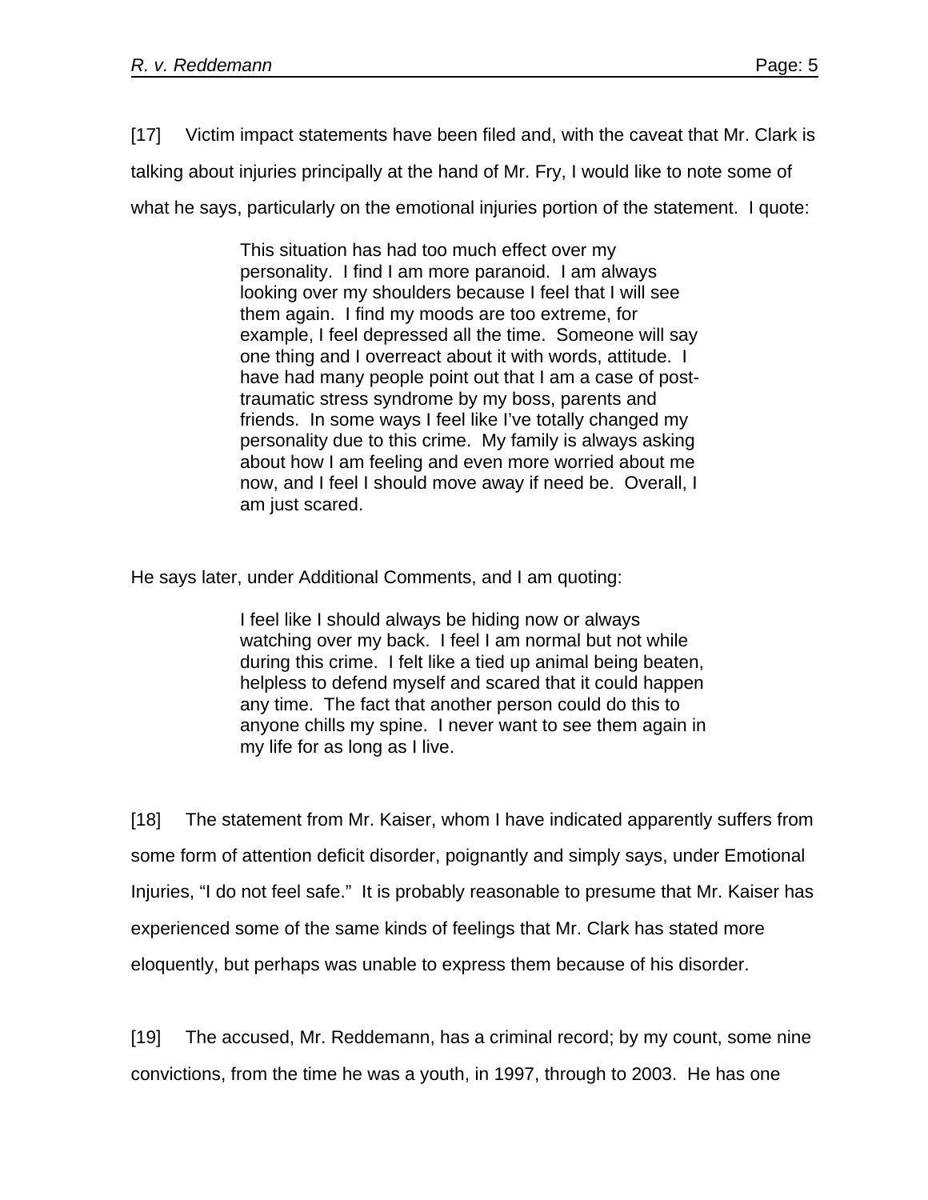[17] Victim impact statements have been filed and, with the caveat that Mr. Clark is talking about injuries principally at the hand of Mr. Fry, I would like to note some of what he says, particularly on the emotional injuries portion of the statement. I quote:

> This situation has had too much effect over my personality. I find I am more paranoid. I am always looking over my shoulders because I feel that I will see them again. I find my moods are too extreme, for example, I feel depressed all the time. Someone will say one thing and I overreact about it with words, attitude. I have had many people point out that I am a case of post-traumatic stress syndrome by my boss, parents and friends. In some ways I feel like I've totally changed my personality due to this crime. My family is always asking about how I am feeling and even more worried about me now, and I feel I should move away if need be. Overall, I am just scared.

He says later, under Additional Comments, and I am quoting:

> I feel like I should always be hiding now or always watching over my back. I feel I am normal but not while during this crime. I felt like a tied up animal being beaten, helpless to defend myself and scared that it could happen any time. The fact that another person could do this to anyone chills my spine. I never want to see them again in my life for as long as I live.

[18] The statement from Mr. Kaiser, whom I have indicated apparently suffers from some form of attention deficit disorder, poignantly and simply says, under Emotional Injuries, "I do not feel safe." It is probably reasonable to presume that Mr. Kaiser has experienced some of the same kinds of feelings that Mr. Clark has stated more eloquently, but perhaps was unable to express them because of his disorder.

[19] The accused, Mr. Reddemann, has a criminal record; by my count, some nine convictions, from the time he was a youth, in 1997, through to 2003. He has one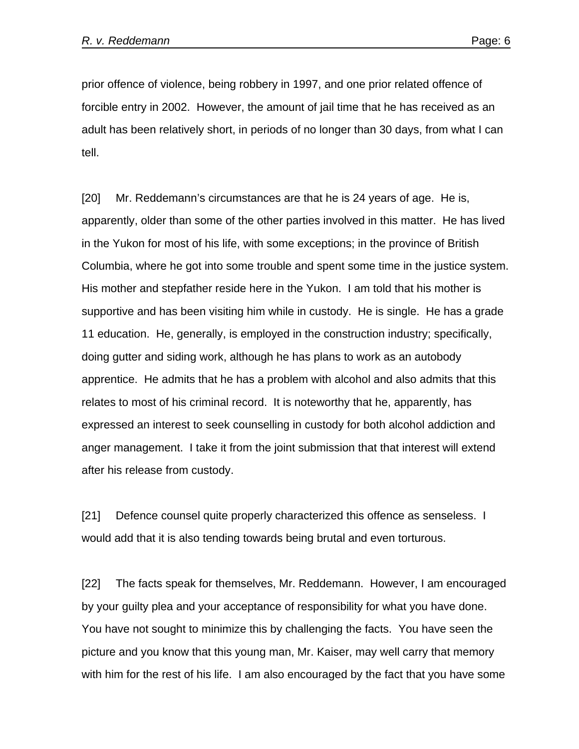prior offence of violence, being robbery in 1997, and one prior related offence of forcible entry in 2002. However, the amount of jail time that he has received as an adult has been relatively short, in periods of no longer than 30 days, from what I can tell.

[20] Mr. Reddemann's circumstances are that he is 24 years of age. He is, apparently, older than some of the other parties involved in this matter. He has lived in the Yukon for most of his life, with some exceptions; in the province of British Columbia, where he got into some trouble and spent some time in the justice system. His mother and stepfather reside here in the Yukon. I am told that his mother is supportive and has been visiting him while in custody. He is single. He has a grade 11 education. He, generally, is employed in the construction industry; specifically, doing gutter and siding work, although he has plans to work as an autobody apprentice. He admits that he has a problem with alcohol and also admits that this relates to most of his criminal record. It is noteworthy that he, apparently, has expressed an interest to seek counselling in custody for both alcohol addiction and anger management. I take it from the joint submission that that interest will extend after his release from custody.

[21] Defence counsel quite properly characterized this offence as senseless. I would add that it is also tending towards being brutal and even torturous.

[22] The facts speak for themselves, Mr. Reddemann. However, I am encouraged by your guilty plea and your acceptance of responsibility for what you have done. You have not sought to minimize this by challenging the facts. You have seen the picture and you know that this young man, Mr. Kaiser, may well carry that memory with him for the rest of his life. I am also encouraged by the fact that you have some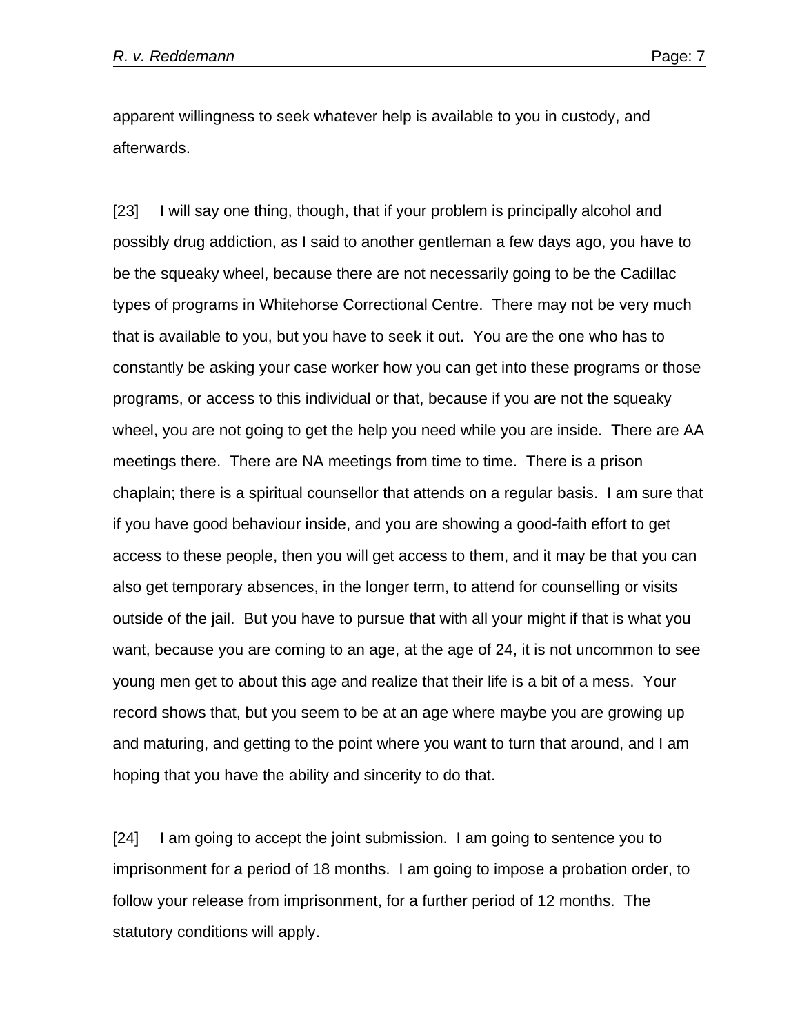apparent willingness to seek whatever help is available to you in custody, and afterwards.

[23] I will say one thing, though, that if your problem is principally alcohol and possibly drug addiction, as I said to another gentleman a few days ago, you have to be the squeaky wheel, because there are not necessarily going to be the Cadillac types of programs in Whitehorse Correctional Centre. There may not be very much that is available to you, but you have to seek it out. You are the one who has to constantly be asking your case worker how you can get into these programs or those programs, or access to this individual or that, because if you are not the squeaky wheel, you are not going to get the help you need while you are inside. There are AA meetings there. There are NA meetings from time to time. There is a prison chaplain; there is a spiritual counsellor that attends on a regular basis. I am sure that if you have good behaviour inside, and you are showing a good-faith effort to get access to these people, then you will get access to them, and it may be that you can also get temporary absences, in the longer term, to attend for counselling or visits outside of the jail. But you have to pursue that with all your might if that is what you want, because you are coming to an age, at the age of 24, it is not uncommon to see young men get to about this age and realize that their life is a bit of a mess. Your record shows that, but you seem to be at an age where maybe you are growing up and maturing, and getting to the point where you want to turn that around, and I am hoping that you have the ability and sincerity to do that.

[24] I am going to accept the joint submission. I am going to sentence you to imprisonment for a period of 18 months. I am going to impose a probation order, to follow your release from imprisonment, for a further period of 12 months. The statutory conditions will apply.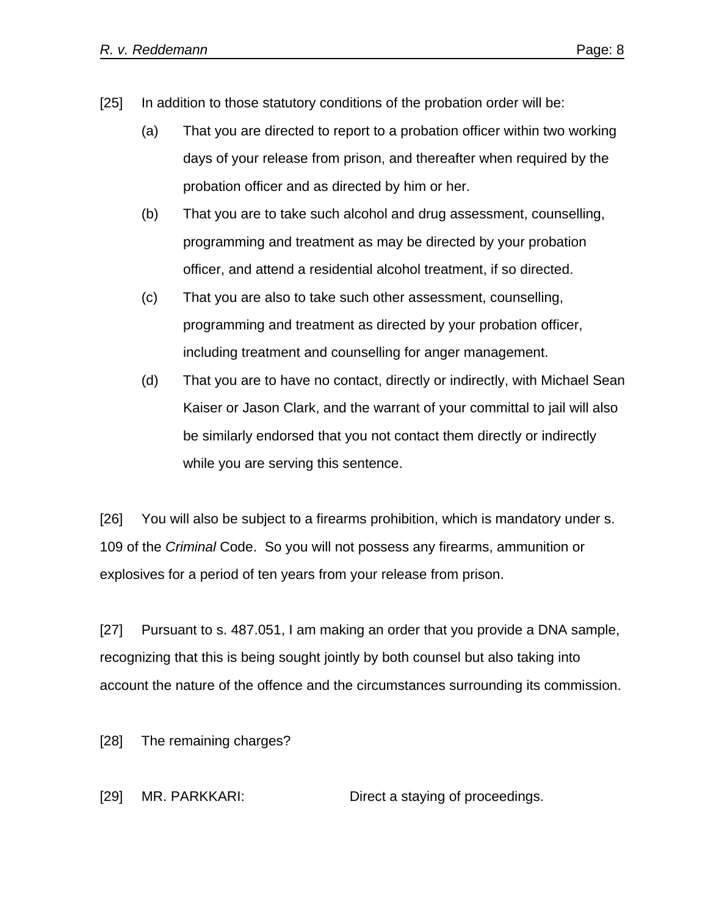[25] In addition to those statutory conditions of the probation order will be:

(a) That you are directed to report to a probation officer within two working days of your release from prison, and thereafter when required by the probation officer and as directed by him or her.

(b) That you are to take such alcohol and drug assessment, counselling, programming and treatment as may be directed by your probation officer, and attend a residential alcohol treatment, if so directed.

(c) That you are also to take such other assessment, counselling, programming and treatment as directed by your probation officer, including treatment and counselling for anger management.

(d) That you are to have no contact, directly or indirectly, with Michael Sean Kaiser or Jason Clark, and the warrant of your committal to jail will also be similarly endorsed that you not contact them directly or indirectly while you are serving this sentence.

[26] You will also be subject to a firearms prohibition, which is mandatory under s. 109 of the *Criminal* Code. So you will not possess any firearms, ammunition or explosives for a period of ten years from your release from prison.

[27] Pursuant to s. 487.051, I am making an order that you provide a DNA sample, recognizing that this is being sought jointly by both counsel but also taking into account the nature of the offence and the circumstances surrounding its commission.

[28] The remaining charges?

[29] MR. PARKKARI: Direct a staying of proceedings.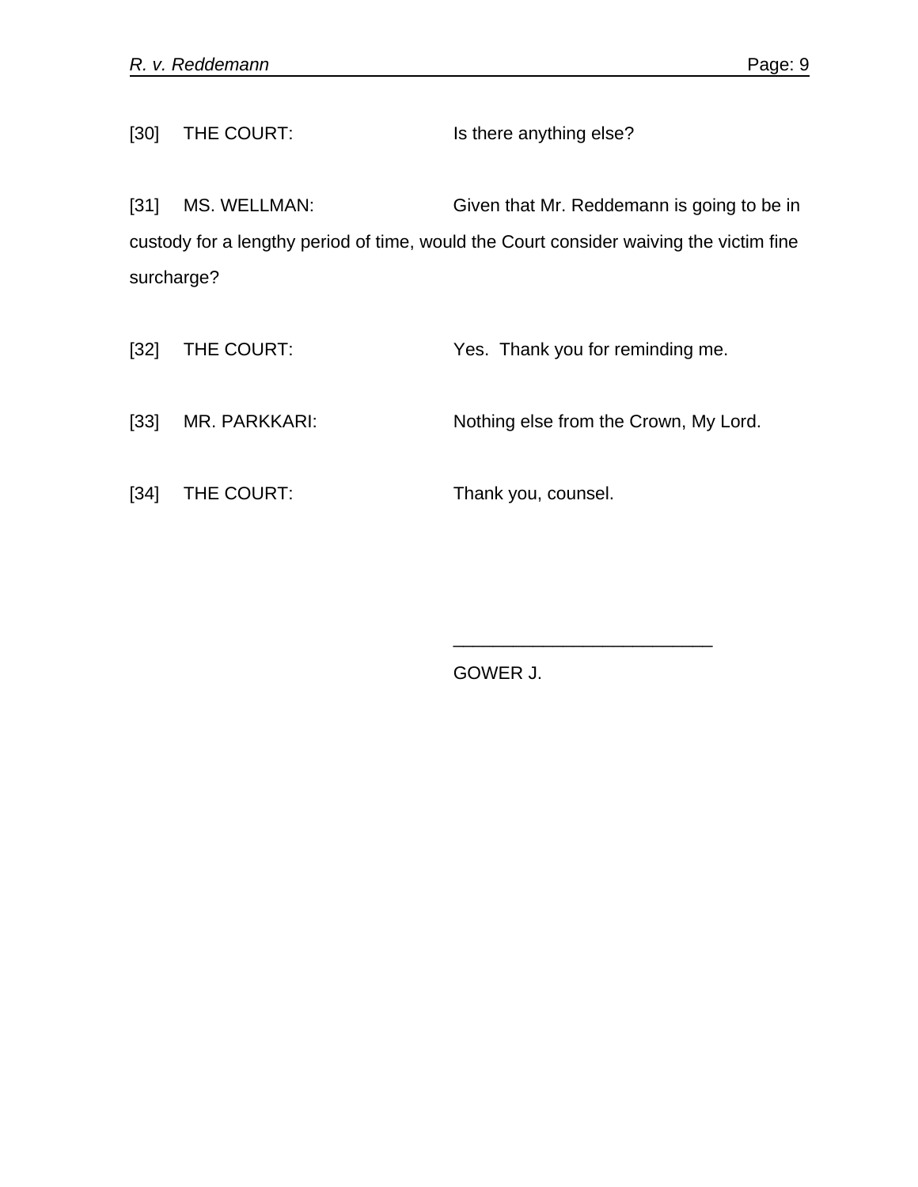[30] THE COURT: Is there anything else?

[31] MS. WELLMAN: Given that Mr. Reddemann is going to be in custody for a lengthy period of time, would the Court consider waiving the victim fine surcharge?

[32] THE COURT: Yes. Thank you for reminding me.

[33] MR. PARKKARI: Nothing else from the Crown, My Lord.

[34] THE COURT: Thank you, counsel.

\_\_\_\_\_\_\_\_\_\_\_\_\_\_\_\_\_\_\_\_\_\_\_\_\_\_

GOWER J.